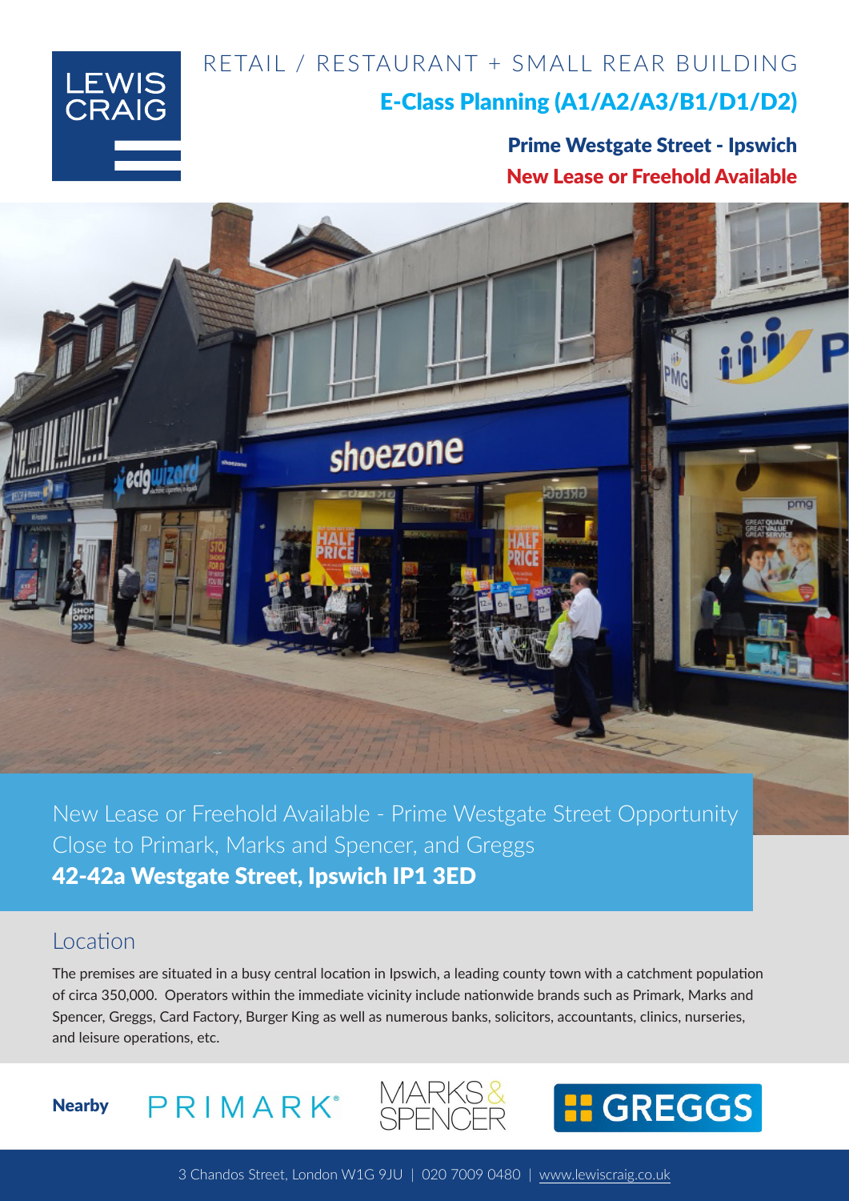LEWIS CRAIG

# RETAIL / RESTAURANT + SMALL REAR BUILDING

## E-Class Planning (A1/A2/A3/B1/D1/D2)

**Prime Westgate Street - Ipswich**

**New Lease or Freehold Available**

New Lease or Freehold Available - Prime Westgate Street Opportunity
Close to Primark, Marks and Spencer, and Greggs

**42-42a Westgate Street, Ipswich IP1 3ED**

## Location

The premises are situated in a busy central location in Ipswich, a leading county town with a catchment population of circa 350,000. Operators within the immediate vicinity include nationwide brands such as Primark, Marks and Spencer, Greggs, Card Factory, Burger King as well as numerous banks, solicitors, accountants, clinics, nurseries, and leisure operations, etc.

**Nearby** PRIMARK MARKS & SPENCER GREGGS

3 Chandos Street, London W1G 9JU | 020 7009 0480 | www.lewiscraig.co.uk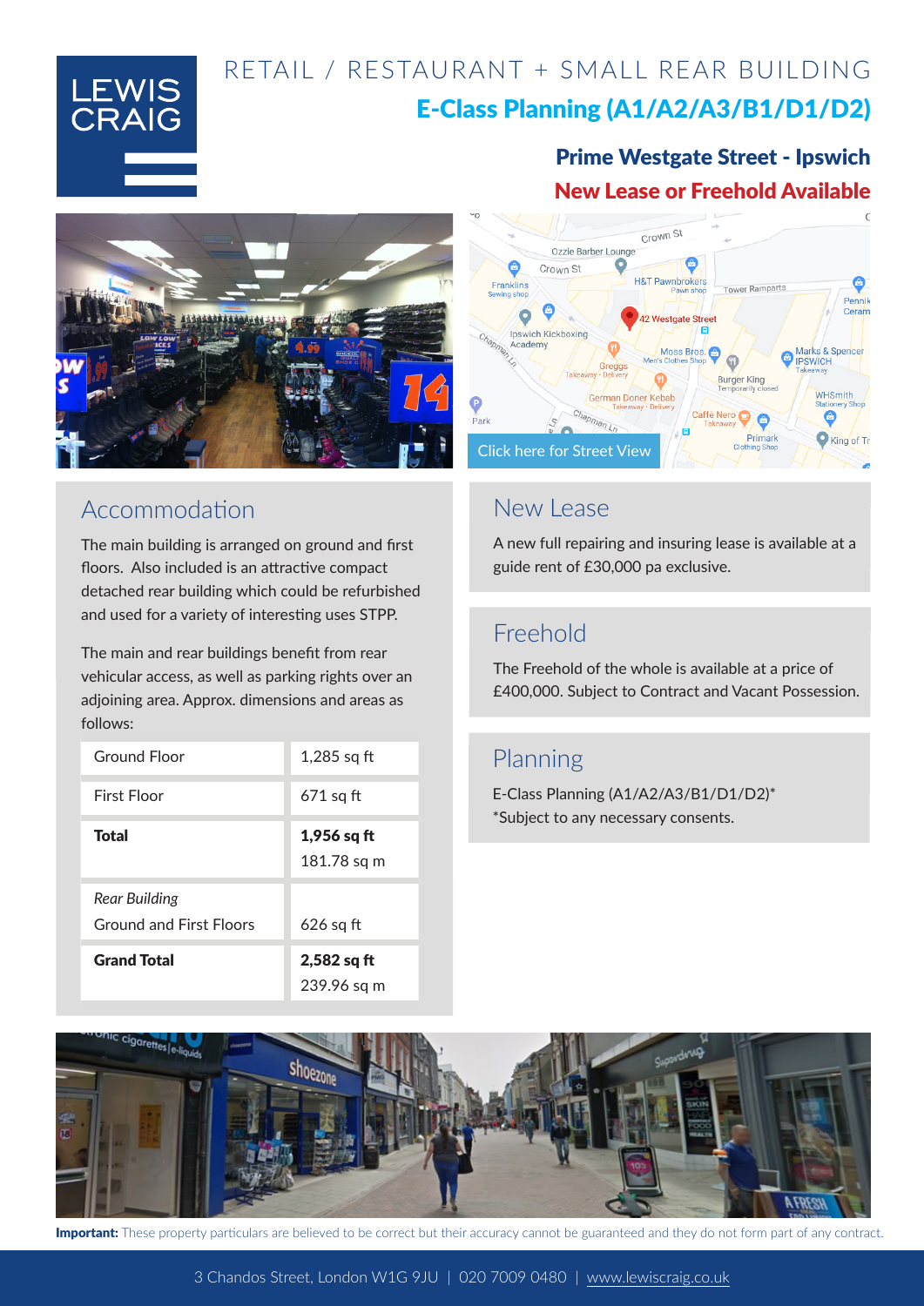# RETAIL / RESTAURANT + SMALL REAR BUILDING

## E-Class Planning (A1/A2/A3/B1/D1/D2)

**Prime Westgate Street - Ipswich**

**New Lease or Freehold Available**

Click here for Street View

## Accommodation

The main building is arranged on ground and first floors. Also included is an attractive compact detached rear building which could be refurbished and used for a variety of interesting uses STPP.

The main and rear buildings benefit from rear vehicular access, as well as parking rights over an adjoining area. Approx. dimensions and areas as follows:

| | |
|---|---|
| Ground Floor | 1,285 sq ft |
| First Floor | 671 sq ft |
| **Total** | **1,956 sq ft** 181.78 sq m |
| *Rear Building* Ground and First Floors | 626 sq ft |
| **Grand Total** | **2,582 sq ft** 239.96 sq m |

## New Lease

A new full repairing and insuring lease is available at a guide rent of £30,000 pa exclusive.

## Freehold

The Freehold of the whole is available at a price of £400,000. Subject to Contract and Vacant Possession.

## Planning

E-Class Planning (A1/A2/A3/B1/D1/D2)*
*Subject to any necessary consents.

**Important:** These property particulars are believed to be correct but their accuracy cannot be guaranteed and they do not form part of any contract.

3 Chandos Street, London W1G 9JU | 020 7009 0480 | www.lewiscraig.co.uk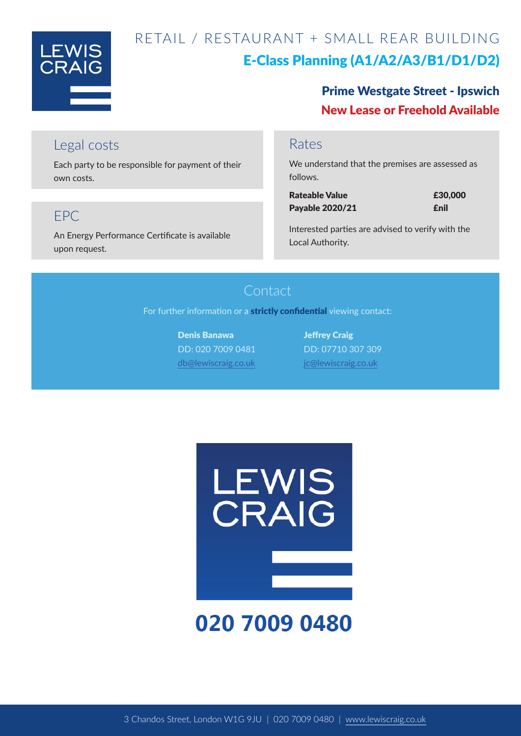LEWIS CRAIG

RETAIL / RESTAURANT + SMALL REAR BUILDING

# E-Class Planning (A1/A2/A3/B1/D1/D2)

**Prime Westgate Street - Ipswich**

**New Lease or Freehold Available**

## Legal costs

Each party to be responsible for payment of their own costs.

## EPC

An Energy Performance Certificate is available upon request.

## Rates

We understand that the premises are assessed as follows.

| | |
|---|---|
| **Rateable Value** | **£30,000** |
| **Payable 2020/21** | **£nil** |

Interested parties are advised to verify with the Local Authority.

## Contact

For further information or a **strictly confidential** viewing contact:

**Denis Banawa**
DD: 020 7009 0481
db@lewiscraig.co.uk

**Jeffrey Craig**
DD: 07710 307 309
jc@lewiscraig.co.uk

LEWIS CRAIG

**020 7009 0480**

3 Chandos Street, London W1G 9JU | 020 7009 0480 | www.lewiscraig.co.uk